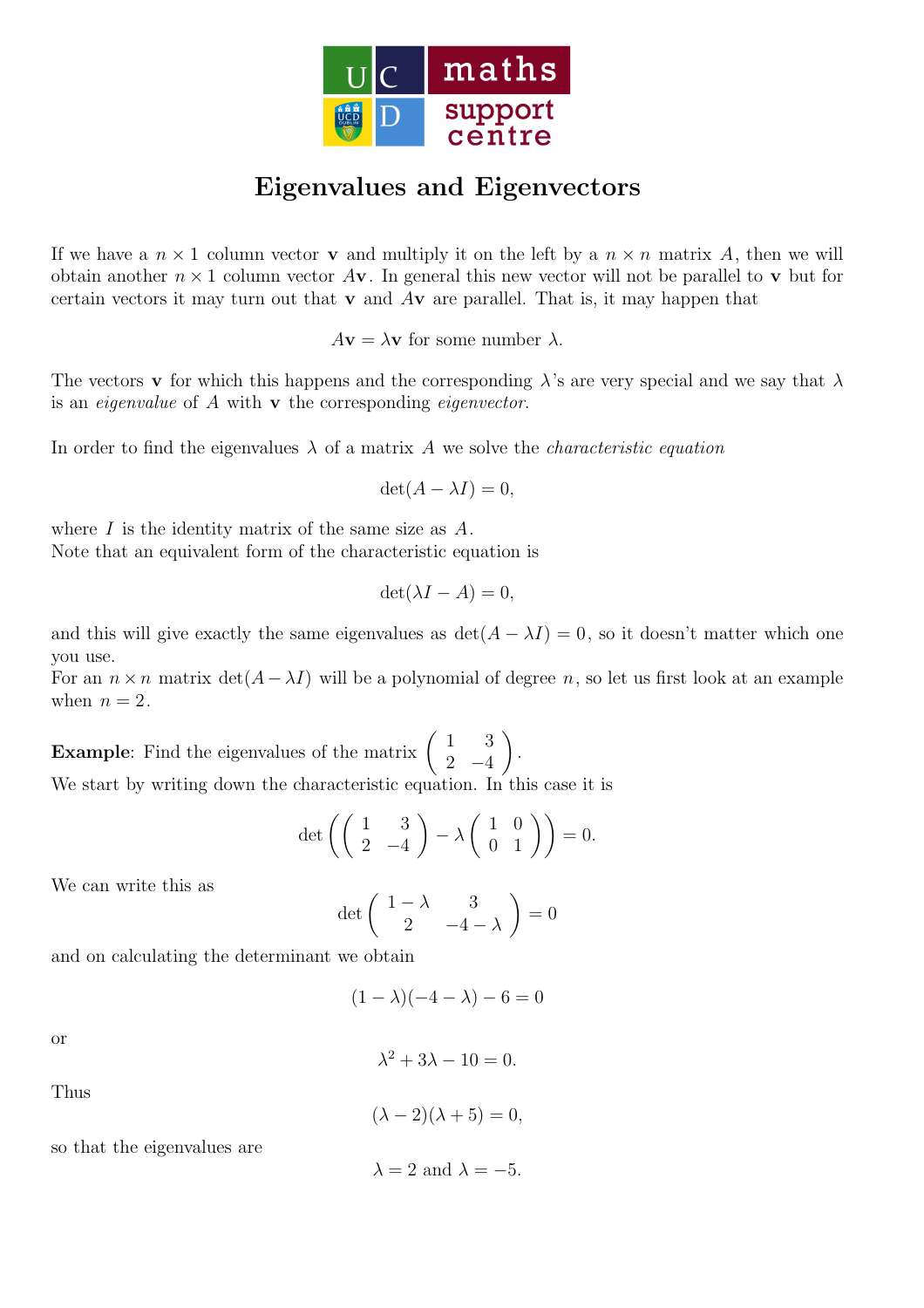# Eigenvalues and Eigenvectors

If we have a $n \times 1$ column vector $\mathbf{v}$ and multiply it on the left by a $n \times n$ matrix $A$, then we will obtain another $n \times 1$ column vector $A\mathbf{v}$. In general this new vector will not be parallel to $\mathbf{v}$ but for certain vectors it may turn out that $\mathbf{v}$ and $A\mathbf{v}$ are parallel. That is, it may happen that

$$A\mathbf{v} = \lambda\mathbf{v} \text{ for some number } \lambda.$$

The vectors $\mathbf{v}$ for which this happens and the corresponding $\lambda$'s are very special and we say that $\lambda$ is an *eigenvalue* of $A$ with $\mathbf{v}$ the corresponding *eigenvector*.

In order to find the eigenvalues $\lambda$ of a matrix $A$ we solve the *characteristic equation*

$$\det(A - \lambda I) = 0,$$

where $I$ is the identity matrix of the same size as $A$.
Note that an equivalent form of the characteristic equation is

$$\det(\lambda I - A) = 0,$$

and this will give exactly the same eigenvalues as $\det(A - \lambda I) = 0$, so it doesn't matter which one you use.
For an $n \times n$ matrix $\det(A - \lambda I)$ will be a polynomial of degree $n$, so let us first look at an example when $n = 2$.

**Example**: Find the eigenvalues of the matrix $\begin{pmatrix} 1 & 3 \\ 2 & -4 \end{pmatrix}$.
We start by writing down the characteristic equation. In this case it is

$$\det\left(\begin{pmatrix} 1 & 3 \\ 2 & -4 \end{pmatrix} - \lambda \begin{pmatrix} 1 & 0 \\ 0 & 1 \end{pmatrix}\right) = 0.$$

We can write this as

$$\det\begin{pmatrix} 1-\lambda & 3 \\ 2 & -4-\lambda \end{pmatrix} = 0$$

and on calculating the determinant we obtain

$$(1-\lambda)(-4-\lambda) - 6 = 0$$

or

$$\lambda^2 + 3\lambda - 10 = 0.$$

Thus

$$(\lambda - 2)(\lambda + 5) = 0,$$

so that the eigenvalues are

$$\lambda = 2 \text{ and } \lambda = -5.$$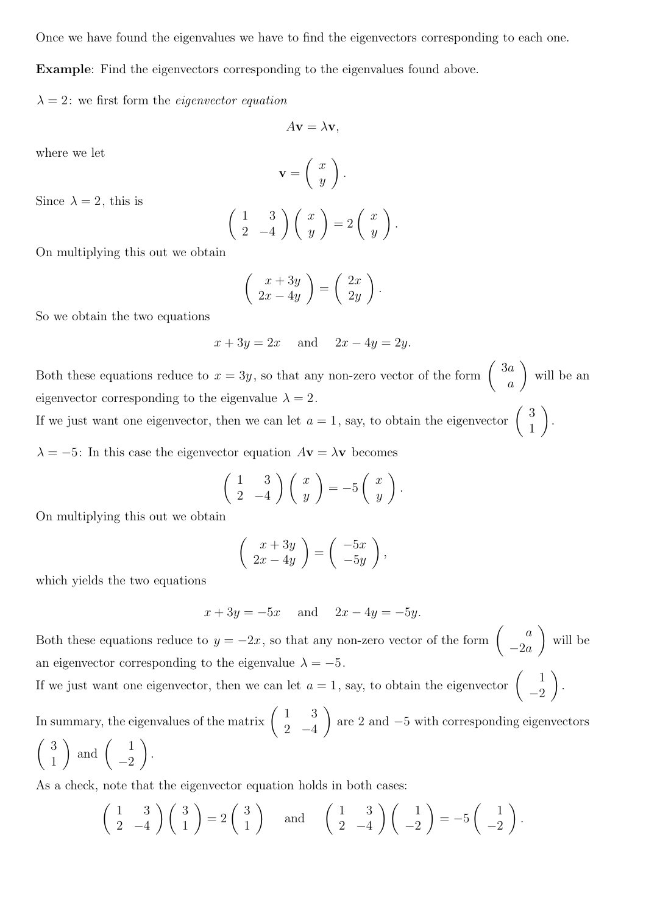Once we have found the eigenvalues we have to find the eigenvectors corresponding to each one.

**Example**: Find the eigenvectors corresponding to the eigenvalues found above.

$\lambda = 2$: we first form the *eigenvector equation*

$$A\mathbf{v} = \lambda\mathbf{v},$$

where we let

$$\mathbf{v} = \begin{pmatrix} x \\ y \end{pmatrix}.$$

Since $\lambda = 2$, this is

$$\begin{pmatrix} 1 & 3 \\ 2 & -4 \end{pmatrix}\begin{pmatrix} x \\ y \end{pmatrix} = 2\begin{pmatrix} x \\ y \end{pmatrix}.$$

On multiplying this out we obtain

$$\begin{pmatrix} x + 3y \\ 2x - 4y \end{pmatrix} = \begin{pmatrix} 2x \\ 2y \end{pmatrix}.$$

So we obtain the two equations

$$x + 3y = 2x \quad \text{and} \quad 2x - 4y = 2y.$$

Both these equations reduce to $x = 3y$, so that any non-zero vector of the form $\begin{pmatrix} 3a \\ a \end{pmatrix}$ will be an eigenvector corresponding to the eigenvalue $\lambda = 2$.
If we just want one eigenvector, then we can let $a = 1$, say, to obtain the eigenvector $\begin{pmatrix} 3 \\ 1 \end{pmatrix}$.

$\lambda = -5$: In this case the eigenvector equation $A\mathbf{v} = \lambda\mathbf{v}$ becomes

$$\begin{pmatrix} 1 & 3 \\ 2 & -4 \end{pmatrix}\begin{pmatrix} x \\ y \end{pmatrix} = -5\begin{pmatrix} x \\ y \end{pmatrix}.$$

On multiplying this out we obtain

$$\begin{pmatrix} x + 3y \\ 2x - 4y \end{pmatrix} = \begin{pmatrix} -5x \\ -5y \end{pmatrix},$$

which yields the two equations

$$x + 3y = -5x \quad \text{and} \quad 2x - 4y = -5y.$$

Both these equations reduce to $y = -2x$, so that any non-zero vector of the form $\begin{pmatrix} a \\ -2a \end{pmatrix}$ will be an eigenvector corresponding to the eigenvalue $\lambda = -5$.
If we just want one eigenvector, then we can let $a = 1$, say, to obtain the eigenvector $\begin{pmatrix} 1 \\ -2 \end{pmatrix}$.

In summary, the eigenvalues of the matrix $\begin{pmatrix} 1 & 3 \\ 2 & -4 \end{pmatrix}$ are 2 and $-5$ with corresponding eigenvectors $\begin{pmatrix} 3 \\ 1 \end{pmatrix}$ and $\begin{pmatrix} 1 \\ -2 \end{pmatrix}$.
As a check, note that the eigenvector equation holds in both cases:

$$\begin{pmatrix} 1 & 3 \\ 2 & -4 \end{pmatrix}\begin{pmatrix} 3 \\ 1 \end{pmatrix} = 2\begin{pmatrix} 3 \\ 1 \end{pmatrix} \quad \text{and} \quad \begin{pmatrix} 1 & 3 \\ 2 & -4 \end{pmatrix}\begin{pmatrix} 1 \\ -2 \end{pmatrix} = -5\begin{pmatrix} 1 \\ -2 \end{pmatrix}.$$